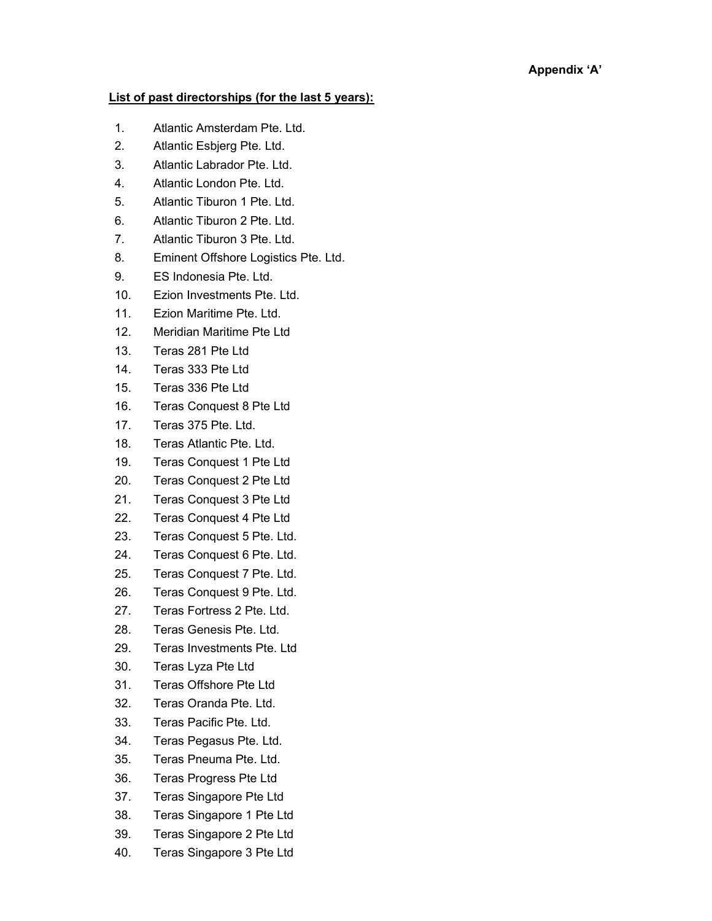**Appendix 'A'**

**List of past directorships (for the last 5 years):**

1. Atlantic Amsterdam Pte. Ltd.
2. Atlantic Esbjerg Pte. Ltd.
3. Atlantic Labrador Pte. Ltd.
4. Atlantic London Pte. Ltd.
5. Atlantic Tiburon 1 Pte. Ltd.
6. Atlantic Tiburon 2 Pte. Ltd.
7. Atlantic Tiburon 3 Pte. Ltd.
8. Eminent Offshore Logistics Pte. Ltd.
9. ES Indonesia Pte. Ltd.
10. Ezion Investments Pte. Ltd.
11. Ezion Maritime Pte. Ltd.
12. Meridian Maritime Pte Ltd
13. Teras 281 Pte Ltd
14. Teras 333 Pte Ltd
15. Teras 336 Pte Ltd
16. Teras Conquest 8 Pte Ltd
17. Teras 375 Pte. Ltd.
18. Teras Atlantic Pte. Ltd.
19. Teras Conquest 1 Pte Ltd
20. Teras Conquest 2 Pte Ltd
21. Teras Conquest 3 Pte Ltd
22. Teras Conquest 4 Pte Ltd
23. Teras Conquest 5 Pte. Ltd.
24. Teras Conquest 6 Pte. Ltd.
25. Teras Conquest 7 Pte. Ltd.
26. Teras Conquest 9 Pte. Ltd.
27. Teras Fortress 2 Pte. Ltd.
28. Teras Genesis Pte. Ltd.
29. Teras Investments Pte. Ltd
30. Teras Lyza Pte Ltd
31. Teras Offshore Pte Ltd
32. Teras Oranda Pte. Ltd.
33. Teras Pacific Pte. Ltd.
34. Teras Pegasus Pte. Ltd.
35. Teras Pneuma Pte. Ltd.
36. Teras Progress Pte Ltd
37. Teras Singapore Pte Ltd
38. Teras Singapore 1 Pte Ltd
39. Teras Singapore 2 Pte Ltd
40. Teras Singapore 3 Pte Ltd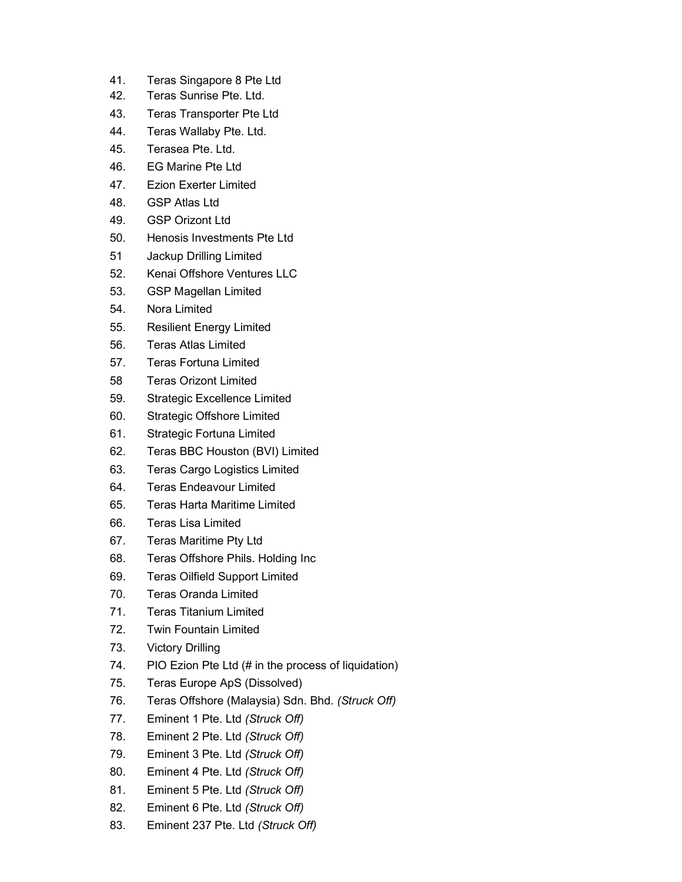41. Teras Singapore 8 Pte Ltd
42. Teras Sunrise Pte. Ltd.
43. Teras Transporter Pte Ltd
44. Teras Wallaby Pte. Ltd.
45. Terasea Pte. Ltd.
46. EG Marine Pte Ltd
47. Ezion Exerter Limited
48. GSP Atlas Ltd
49. GSP Orizont Ltd
50. Henosis Investments Pte Ltd
51 Jackup Drilling Limited
52. Kenai Offshore Ventures LLC
53. GSP Magellan Limited
54. Nora Limited
55. Resilient Energy Limited
56. Teras Atlas Limited
57. Teras Fortuna Limited
58 Teras Orizont Limited
59. Strategic Excellence Limited
60. Strategic Offshore Limited
61. Strategic Fortuna Limited
62. Teras BBC Houston (BVI) Limited
63. Teras Cargo Logistics Limited
64. Teras Endeavour Limited
65. Teras Harta Maritime Limited
66. Teras Lisa Limited
67. Teras Maritime Pty Ltd
68. Teras Offshore Phils. Holding Inc
69. Teras Oilfield Support Limited
70. Teras Oranda Limited
71. Teras Titanium Limited
72. Twin Fountain Limited
73. Victory Drilling
74. PIO Ezion Pte Ltd (# in the process of liquidation)
75. Teras Europe ApS (Dissolved)
76. Teras Offshore (Malaysia) Sdn. Bhd. *(Struck Off)*
77. Eminent 1 Pte. Ltd *(Struck Off)*
78. Eminent 2 Pte. Ltd *(Struck Off)*
79. Eminent 3 Pte. Ltd *(Struck Off)*
80. Eminent 4 Pte. Ltd *(Struck Off)*
81. Eminent 5 Pte. Ltd *(Struck Off)*
82. Eminent 6 Pte. Ltd *(Struck Off)*
83. Eminent 237 Pte. Ltd *(Struck Off)*